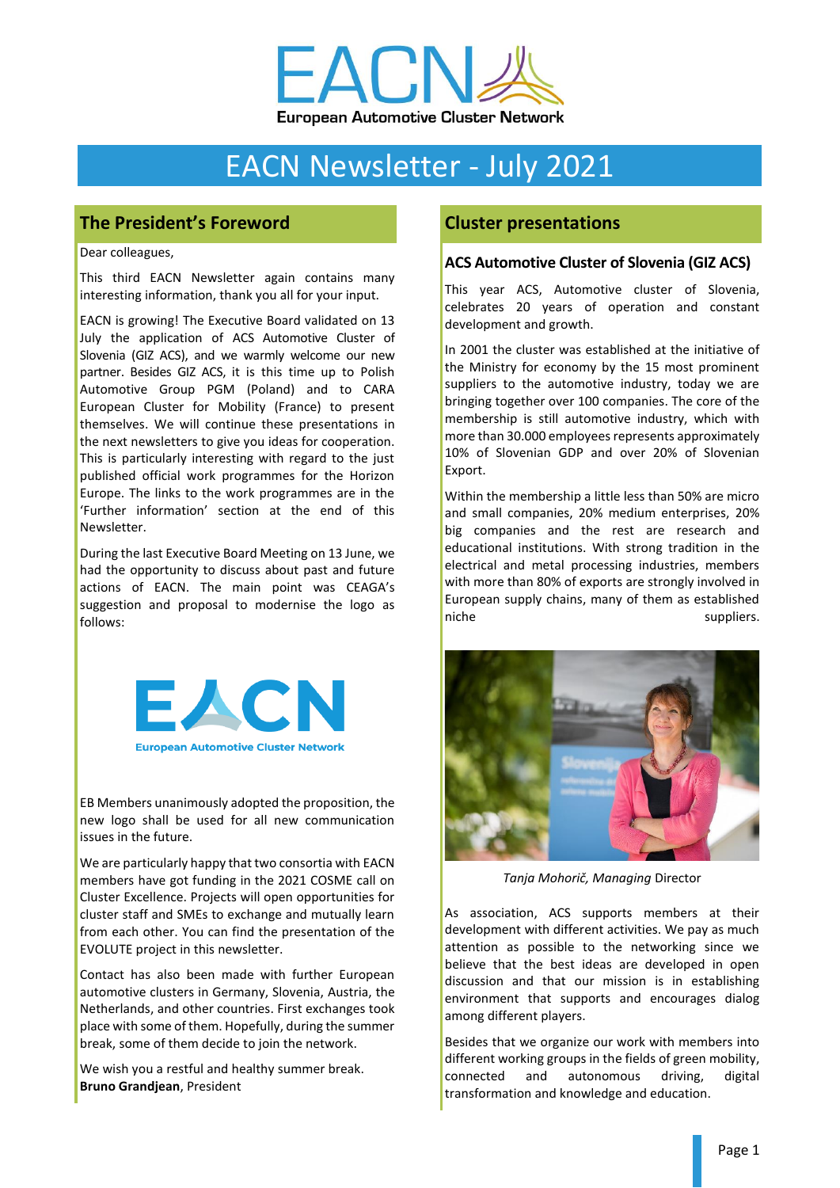# EACN Newsletter - July 2021

## The President's Foreword

Dear colleagues,

This third EACN Newsletter again contains many interesting information, thank you all for your input.

EACN is growing! The Executive Board validated on 13 July the application of ACS Automotive Cluster of Slovenia (GIZ ACS), and we warmly welcome our new partner. Besides GIZ ACS, it is this time up to Polish Automotive Group PGM (Poland) and to CARA European Cluster for Mobility (France) to present themselves. We will continue these presentations in the next newsletters to give you ideas for cooperation. This is particularly interesting with regard to the just published official work programmes for the Horizon Europe. The links to the work programmes are in the 'Further information' section at the end of this Newsletter.

During the last Executive Board Meeting on 13 June, we had the opportunity to discuss about past and future actions of EACN. The main point was CEAGA's suggestion and proposal to modernise the logo as follows:

EB Members unanimously adopted the proposition, the new logo shall be used for all new communication issues in the future.

We are particularly happy that two consortia with EACN members have got funding in the 2021 COSME call on Cluster Excellence. Projects will open opportunities for cluster staff and SMEs to exchange and mutually learn from each other. You can find the presentation of the EVOLUTE project in this newsletter.

Contact has also been made with further European automotive clusters in Germany, Slovenia, Austria, the Netherlands, and other countries. First exchanges took place with some of them. Hopefully, during the summer break, some of them decide to join the network.

We wish you a restful and healthy summer break.
**Bruno Grandjean**, President

## Cluster presentations

### ACS Automotive Cluster of Slovenia (GIZ ACS)

This year ACS, Automotive cluster of Slovenia, celebrates 20 years of operation and constant development and growth.

In 2001 the cluster was established at the initiative of the Ministry for economy by the 15 most prominent suppliers to the automotive industry, today we are bringing together over 100 companies. The core of the membership is still automotive industry, which with more than 30.000 employees represents approximately 10% of Slovenian GDP and over 20% of Slovenian Export.

Within the membership a little less than 50% are micro and small companies, 20% medium enterprises, 20% big companies and the rest are research and educational institutions. With strong tradition in the electrical and metal processing industries, members with more than 80% of exports are strongly involved in European supply chains, many of them as established niche suppliers.

*Tanja Mohorič, Managing* Director

As association, ACS supports members at their development with different activities. We pay as much attention as possible to the networking since we believe that the best ideas are developed in open discussion and that our mission is in establishing environment that supports and encourages dialog among different players.

Besides that we organize our work with members into different working groups in the fields of green mobility, connected and autonomous driving, digital transformation and knowledge and education.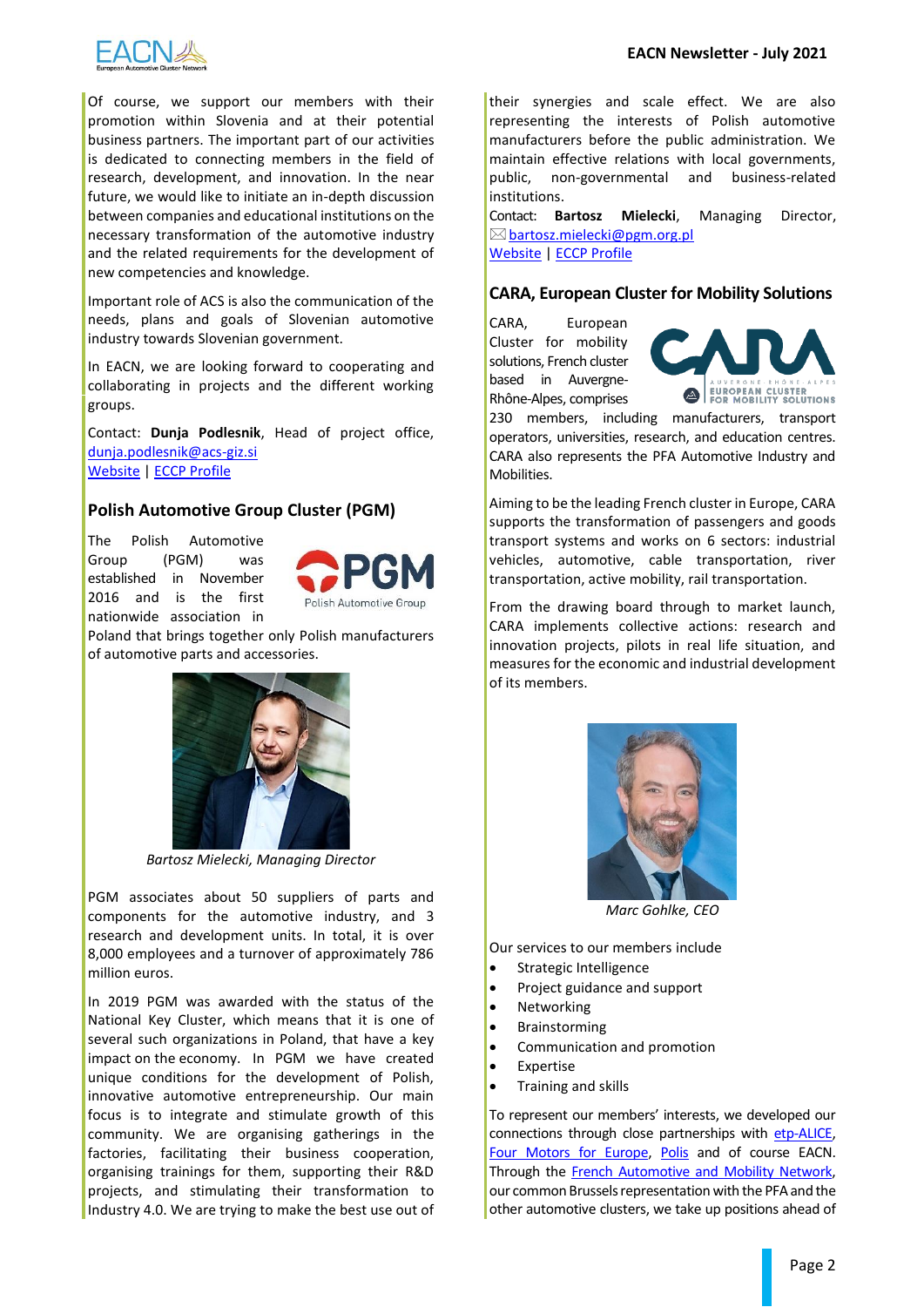Of course, we support our members with their promotion within Slovenia and at their potential business partners. The important part of our activities is dedicated to connecting members in the field of research, development, and innovation. In the near future, we would like to initiate an in-depth discussion between companies and educational institutions on the necessary transformation of the automotive industry and the related requirements for the development of new competencies and knowledge.

Important role of ACS is also the communication of the needs, plans and goals of Slovenian automotive industry towards Slovenian government.

In EACN, we are looking forward to cooperating and collaborating in projects and the different working groups.

Contact: **Dunja Podlesnik**, Head of project office, dunja.podlesnik@acs-giz.si
Website | ECCP Profile

## Polish Automotive Group Cluster (PGM)

The Polish Automotive Group (PGM) was established in November 2016 and is the first nationwide association in Poland that brings together only Polish manufacturers of automotive parts and accessories.

*Bartosz Mielecki, Managing Director*

PGM associates about 50 suppliers of parts and components for the automotive industry, and 3 research and development units. In total, it is over 8,000 employees and a turnover of approximately 786 million euros.

In 2019 PGM was awarded with the status of the National Key Cluster, which means that it is one of several such organizations in Poland, that have a key impact on the economy. In PGM we have created unique conditions for the development of Polish, innovative automotive entrepreneurship. Our main focus is to integrate and stimulate growth of this community. We are organising gatherings in the factories, facilitating their business cooperation, organising trainings for them, supporting their R&D projects, and stimulating their transformation to Industry 4.0. We are trying to make the best use out of their synergies and scale effect. We are also representing the interests of Polish automotive manufacturers before the public administration. We maintain effective relations with local governments, public, non-governmental and business-related institutions.

Contact: **Bartosz Mielecki**, Managing Director, bartosz.mielecki@pgm.org.pl
Website | ECCP Profile

## CARA, European Cluster for Mobility Solutions

CARA, European Cluster for mobility solutions, French cluster based in Auvergne-Rhône-Alpes, comprises 230 members, including manufacturers, transport operators, universities, research, and education centres. CARA also represents the PFA Automotive Industry and Mobilities.

Aiming to be the leading French cluster in Europe, CARA supports the transformation of passengers and goods transport systems and works on 6 sectors: industrial vehicles, automotive, cable transportation, river transportation, active mobility, rail transportation.

From the drawing board through to market launch, CARA implements collective actions: research and innovation projects, pilots in real life situation, and measures for the economic and industrial development of its members.

*Marc Gohlke, CEO*

Our services to our members include

- Strategic Intelligence
- Project guidance and support
- Networking
- Brainstorming
- Communication and promotion
- Expertise
- Training and skills

To represent our members' interests, we developed our connections through close partnerships with etp-ALICE, Four Motors for Europe, Polis and of course EACN. Through the French Automotive and Mobility Network, our common Brussels representation with the PFA and the other automotive clusters, we take up positions ahead of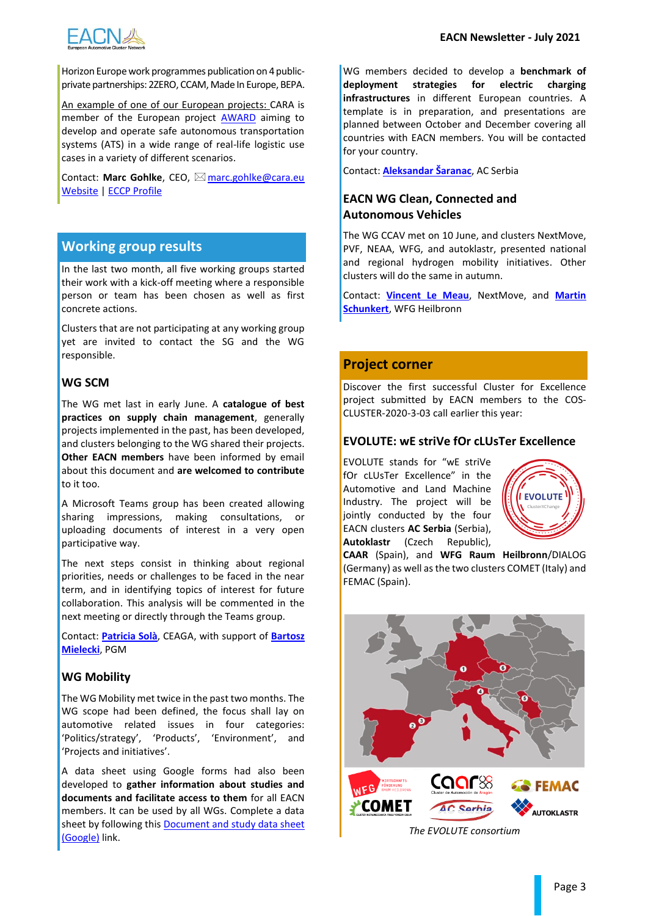Horizon Europe work programmes publication on 4 public-private partnerships: 2ZERO, CCAM, Made In Europe, BEPA.

An example of one of our European projects: CARA is member of the European project AWARD aiming to develop and operate safe autonomous transportation systems (ATS) in a wide range of real-life logistic use cases in a variety of different scenarios.

Contact: **Marc Gohlke**, CEO, marc.gohlke@cara.eu
Website | ECCP Profile

## Working group results

In the last two month, all five working groups started their work with a kick-off meeting where a responsible person or team has been chosen as well as first concrete actions.

Clusters that are not participating at any working group yet are invited to contact the SG and the WG responsible.

### WG SCM

The WG met last in early June. A **catalogue of best practices on supply chain management**, generally projects implemented in the past, has been developed, and clusters belonging to the WG shared their projects. **Other EACN members** have been informed by email about this document and **are welcomed to contribute** to it too.

A Microsoft Teams group has been created allowing sharing impressions, making consultations, or uploading documents of interest in a very open participative way.

The next steps consist in thinking about regional priorities, needs or challenges to be faced in the near term, and in identifying topics of interest for future collaboration. This analysis will be commented in the next meeting or directly through the Teams group.

Contact: **Patricia Solà**, CEAGA, with support of **Bartosz Mielecki**, PGM

### WG Mobility

The WG Mobility met twice in the past two months. The WG scope had been defined, the focus shall lay on automotive related issues in four categories: 'Politics/strategy', 'Products', 'Environment', and 'Projects and initiatives'.

A data sheet using Google forms had also been developed to **gather information about studies and documents and facilitate access to them** for all EACN members. It can be used by all WGs. Complete a data sheet by following this Document and study data sheet (Google) link.

WG members decided to develop a **benchmark of deployment strategies for electric charging infrastructures** in different European countries. A template is in preparation, and presentations are planned between October and December covering all countries with EACN members. You will be contacted for your country.

Contact: **Aleksandar Šaranac**, AC Serbia

### EACN WG Clean, Connected and Autonomous Vehicles

The WG CCAV met on 10 June, and clusters NextMove, PVF, NEAA, WFG, and autoklastr, presented national and regional hydrogen mobility initiatives. Other clusters will do the same in autumn.

Contact: **Vincent Le Meau**, NextMove, and **Martin Schunkert**, WFG Heilbronn

## Project corner

Discover the first successful Cluster for Excellence project submitted by EACN members to the COS-CLUSTER-2020-3-03 call earlier this year:

### EVOLUTE: wE striVe fOr cLUsTer Excellence

EVOLUTE stands for "wE striVe fOr cLUsTer Excellence" in the Automotive and Land Machine Industry. The project will be jointly conducted by the four EACN clusters **AC Serbia** (Serbia), **Autoklastr** (Czech Republic), **CAAR** (Spain), and **WFG Raum Heilbronn**/DIALOG (Germany) as well as the two clusters COMET (Italy) and FEMAC (Spain).

*The EVOLUTE consortium*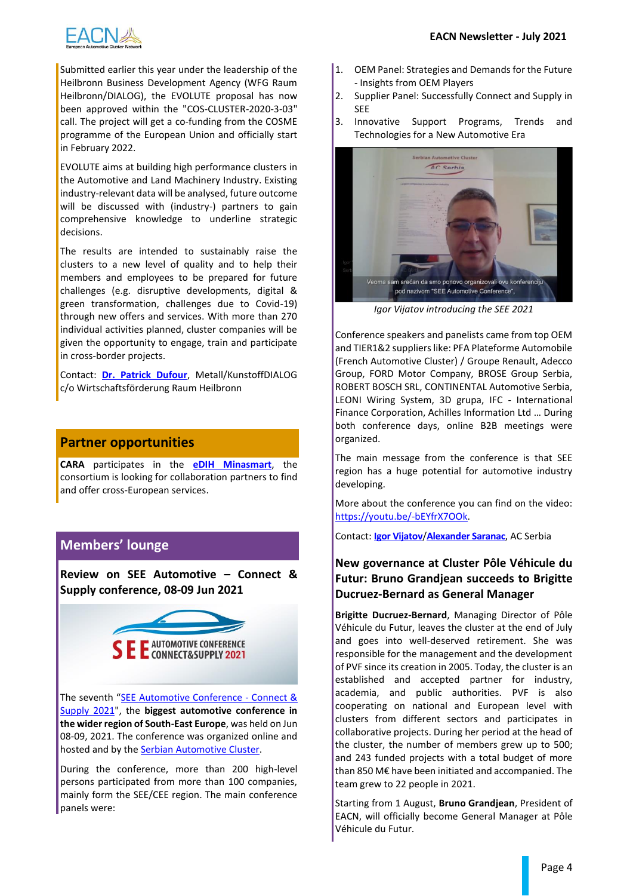Submitted earlier this year under the leadership of the Heilbronn Business Development Agency (WFG Raum Heilbronn/DIALOG), the EVOLUTE proposal has now been approved within the "COS-CLUSTER-2020-3-03" call. The project will get a co-funding from the COSME programme of the European Union and officially start in February 2022.

EVOLUTE aims at building high performance clusters in the Automotive and Land Machinery Industry. Existing industry-relevant data will be analysed, future outcome will be discussed with (industry-) partners to gain comprehensive knowledge to underline strategic decisions.

The results are intended to sustainably raise the clusters to a new level of quality and to help their members and employees to be prepared for future challenges (e.g. disruptive developments, digital & green transformation, challenges due to Covid-19) through new offers and services. With more than 270 individual activities planned, cluster companies will be given the opportunity to engage, train and participate in cross-border projects.

Contact: **Dr. Patrick Dufour**, Metall/KunstoffDIALOG c/o Wirtschaftsförderung Raum Heilbronn

## Partner opportunities

**CARA** participates in the **eDIH Minasmart**, the consortium is looking for collaboration partners to find and offer cross-European services.

## Members' lounge

### Review on SEE Automotive – Connect & Supply conference, 08-09 Jun 2021

The seventh "SEE Automotive Conference - Connect & Supply 2021", the **biggest automotive conference in the wider region of South-East Europe**, was held on Jun 08-09, 2021. The conference was organized online and hosted by the Serbian Automotive Cluster.

During the conference, more than 200 high-level persons participated from more than 100 companies, mainly form the SEE/CEE region. The main conference panels were:

1. OEM Panel: Strategies and Demands for the Future - Insights from OEM Players
2. Supplier Panel: Successfully Connect and Supply in SEE
3. Innovative Support Programs, Trends and Technologies for a New Automotive Era

*Igor Vijatov introducing the SEE 2021*

Conference speakers and panelists came from top OEM and TIER1&2 suppliers like: PFA Plateforme Automobile (French Automotive Cluster) / Groupe Renault, Adecco Group, FORD Motor Company, BROSE Group Serbia, ROBERT BOSCH SRL, CONTINENTAL Automotive Serbia, LEONI Wiring System, 3D grupa, IFC - International Finance Corporation, Achilles Information Ltd … During both conference days, online B2B meetings were organized.

The main message from the conference is that SEE region has a huge potential for automotive industry developing.

More about the conference you can find on the video: https://youtu.be/-bEYfrX7OOk.

Contact: **Igor Vijatov**/**Alexander Saranac**, AC Serbia

### New governance at Cluster Pôle Véhicule du Futur: Bruno Grandjean succeeds to Brigitte Ducruez-Bernard as General Manager

**Brigitte Ducruez-Bernard**, Managing Director of Pôle Véhicule du Futur, leaves the cluster at the end of July and goes into well-deserved retirement. She was responsible for the management and the development of PVF since its creation in 2005. Today, the cluster is an established and accepted partner for industry, academia, and public authorities. PVF is also cooperating on national and European level with clusters from different sectors and participates in collaborative projects. During her period at the head of the cluster, the number of members grew up to 500; and 243 funded projects with a total budget of more than 850 M€ have been initiated and accompanied. The team grew to 22 people in 2021.

Starting from 1 August, **Bruno Grandjean**, President of EACN, will officially become General Manager at Pôle Véhicule du Futur.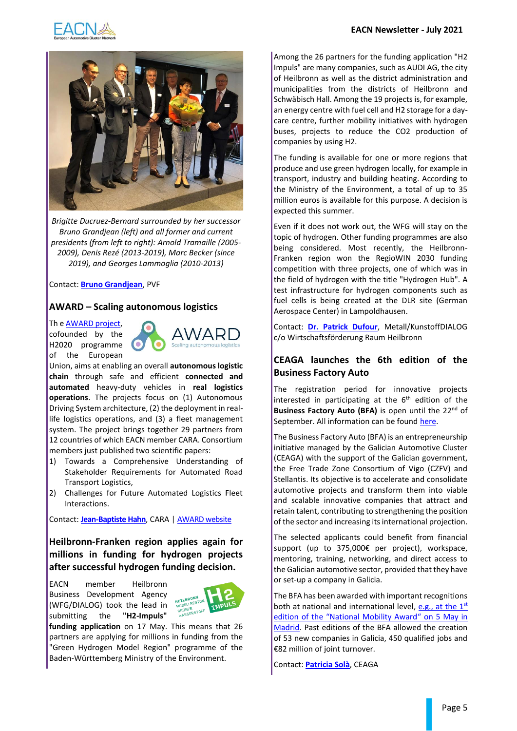*Brigitte Ducruez-Bernard surrounded by her successor Bruno Grandjean (left) and all former and current presidents (from left to right): Arnold Tramaille (2005-2009), Denis Rezé (2013-2019), Marc Becker (since 2019), and Georges Lammoglia (2010-2013)*

Contact: **Bruno Grandjean**, PVF

## AWARD – Scaling autonomous logistics

Th e AWARD project, cofounded by the H2020 programme of the European Union, aims at enabling an overall **autonomous logistic chain** through safe and efficient **connected and automated** heavy-duty vehicles in **real logistics operations**. The projects focus on (1) Autonomous Driving System architecture, (2) the deployment in real-life logistics operations, and (3) a fleet management system. The project brings together 29 partners from 12 countries of which EACN member CARA. Consortium members just published two scientific papers:

1) Towards a Comprehensive Understanding of Stakeholder Requirements for Automated Road Transport Logistics,
2) Challenges for Future Automated Logistics Fleet Interactions.

Contact: **Jean-Baptiste Hahn**, CARA | AWARD website

## Heilbronn-Franken region applies again for millions in funding for hydrogen projects after successful hydrogen funding decision.

EACN member Heilbronn Business Development Agency (WFG/DIALOG) took the lead in submitting the **"H2-Impuls" funding application** on 17 May. This means that 26 partners are applying for millions in funding from the "Green Hydrogen Model Region" programme of the Baden-Württemberg Ministry of the Environment.

Among the 26 partners for the funding application "H2 Impuls" are many companies, such as AUDI AG, the city of Heilbronn as well as the district administration and municipalities from the districts of Heilbronn and Schwäbisch Hall. Among the 19 projects is, for example, an energy centre with fuel cell and H2 storage for a day-care centre, further mobility initiatives with hydrogen buses, projects to reduce the CO2 production of companies by using H2.

The funding is available for one or more regions that produce and use green hydrogen locally, for example in transport, industry and building heating. According to the Ministry of the Environment, a total of up to 35 million euros is available for this purpose. A decision is expected this summer.

Even if it does not work out, the WFG will stay on the topic of hydrogen. Other funding programmes are also being considered. Most recently, the Heilbronn-Franken region won the RegioWIN 2030 funding competition with three projects, one of which was in the field of hydrogen with the title "Hydrogen Hub". A test infrastructure for hydrogen components such as fuel cells is being created at the DLR site (German Aerospace Center) in Lampoldhausen.

Contact: **Dr. Patrick Dufour**, Metall/KunstoffDIALOG c/o Wirtschaftsförderung Raum Heilbronn

## CEAGA launches the 6th edition of the Business Factory Auto

The registration period for innovative projects interested in participating at the 6th edition of the **Business Factory Auto (BFA)** is open until the 22nd of September. All information can be found here.

The Business Factory Auto (BFA) is an entrepreneurship initiative managed by the Galician Automotive Cluster (CEAGA) with the support of the Galician government, the Free Trade Zone Consortium of Vigo (CZFV) and Stellantis. Its objective is to accelerate and consolidate automotive projects and transform them into viable and scalable innovative companies that attract and retain talent, contributing to strengthening the position of the sector and increasing its international projection.

The selected applicants could benefit from financial support (up to 375,000€ per project), workspace, mentoring, training, networking, and direct access to the Galician automotive sector, provided that they have or set-up a company in Galicia.

The BFA has been awarded with important recognitions both at national and international level, e.g., at the 1st edition of the "National Mobility Award" on 5 May in Madrid. Past editions of the BFA allowed the creation of 53 new companies in Galicia, 450 qualified jobs and €82 million of joint turnover.

Contact: **Patricia Solà**, CEAGA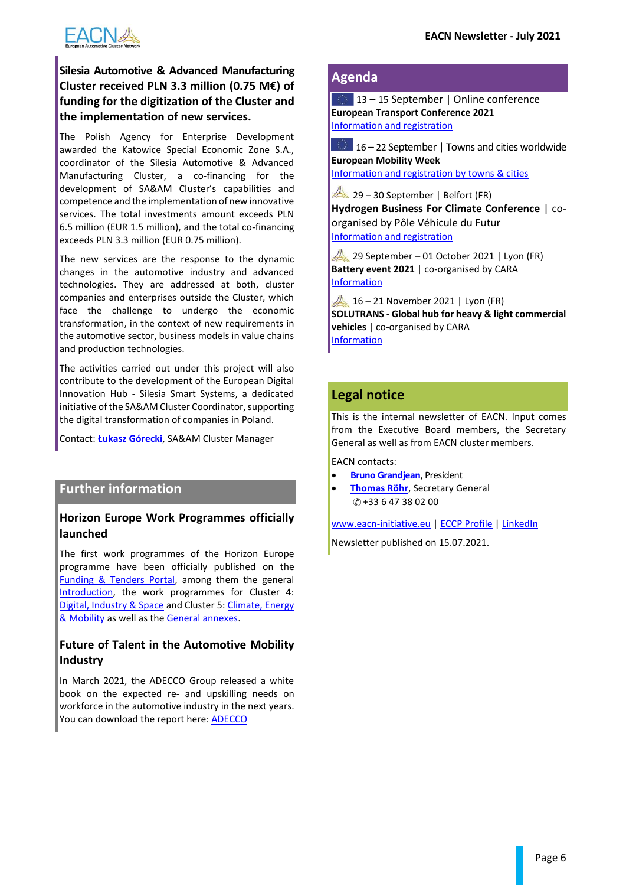## Silesia Automotive & Advanced Manufacturing Cluster received PLN 3.3 million (0.75 M€) of funding for the digitization of the Cluster and the implementation of new services.

The Polish Agency for Enterprise Development awarded the Katowice Special Economic Zone S.A., coordinator of the Silesia Automotive & Advanced Manufacturing Cluster, a co-financing for the development of SA&AM Cluster's capabilities and competence and the implementation of new innovative services. The total investments amount exceeds PLN 6.5 million (EUR 1.5 million), and the total co-financing exceeds PLN 3.3 million (EUR 0.75 million).

The new services are the response to the dynamic changes in the automotive industry and advanced technologies. They are addressed at both, cluster companies and enterprises outside the Cluster, which face the challenge to undergo the economic transformation, in the context of new requirements in the automotive sector, business models in value chains and production technologies.

The activities carried out under this project will also contribute to the development of the European Digital Innovation Hub - Silesia Smart Systems, a dedicated initiative of the SA&AM Cluster Coordinator, supporting the digital transformation of companies in Poland.

Contact: **Łukasz Górecki**, SA&AM Cluster Manager

## Further information

### Horizon Europe Work Programmes officially launched

The first work programmes of the Horizon Europe programme have been officially published on the Funding & Tenders Portal, among them the general Introduction, the work programmes for Cluster 4: Digital, Industry & Space and Cluster 5: Climate, Energy & Mobility as well as the General annexes.

### Future of Talent in the Automotive Mobility Industry

In March 2021, the ADECCO Group released a white book on the expected re- and upskilling needs on workforce in the automotive industry in the next years. You can download the report here: ADECCO

## Agenda

13 – 15 September | Online conference
**European Transport Conference 2021**
Information and registration

16 – 22 September | Towns and cities worldwide
**European Mobility Week**
Information and registration by towns & cities

29 – 30 September | Belfort (FR)
**Hydrogen Business For Climate Conference** | co-organised by Pôle Véhicule du Futur
Information and registration

29 September – 01 October 2021 | Lyon (FR)
**Battery event 2021** | co-organised by CARA
Information

16 – 21 November 2021 | Lyon (FR)
**SOLUTRANS - Global hub for heavy & light commercial vehicles** | co-organised by CARA
Information

## Legal notice

This is the internal newsletter of EACN. Input comes from the Executive Board members, the Secretary General as well as from EACN cluster members.

EACN contacts:

- **Bruno Grandjean**, President
- **Thomas Röhr**, Secretary General
  ✆ +33 6 47 38 02 00

www.eacn-initiative.eu | ECCP Profile | LinkedIn

Newsletter published on 15.07.2021.